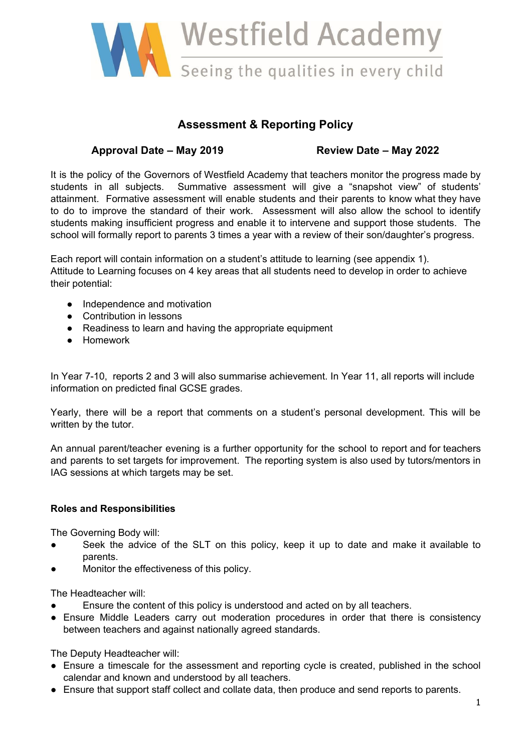Westfield Academy

Seeing the qualities in every child

## Assessment & Reporting Policy

**Approval Date – May 2019** **Review Date – May 2022**

It is the policy of the Governors of Westfield Academy that teachers monitor the progress made by students in all subjects. Summative assessment will give a "snapshot view" of students' attainment. Formative assessment will enable students and their parents to know what they have to do to improve the standard of their work. Assessment will also allow the school to identify students making insufficient progress and enable it to intervene and support those students. The school will formally report to parents 3 times a year with a review of their son/daughter's progress.

Each report will contain information on a student's attitude to learning (see appendix 1). Attitude to Learning focuses on 4 key areas that all students need to develop in order to achieve their potential:

- Independence and motivation
- Contribution in lessons
- Readiness to learn and having the appropriate equipment
- Homework

In Year 7-10, reports 2 and 3 will also summarise achievement. In Year 11, all reports will include information on predicted final GCSE grades.

Yearly, there will be a report that comments on a student's personal development. This will be written by the tutor.

An annual parent/teacher evening is a further opportunity for the school to report and for teachers and parents to set targets for improvement. The reporting system is also used by tutors/mentors in IAG sessions at which targets may be set.

### Roles and Responsibilities

The Governing Body will:

- Seek the advice of the SLT on this policy, keep it up to date and make it available to parents.
- Monitor the effectiveness of this policy.

The Headteacher will:

- Ensure the content of this policy is understood and acted on by all teachers.
- Ensure Middle Leaders carry out moderation procedures in order that there is consistency between teachers and against nationally agreed standards.

The Deputy Headteacher will:

- Ensure a timescale for the assessment and reporting cycle is created, published in the school calendar and known and understood by all teachers.
- Ensure that support staff collect and collate data, then produce and send reports to parents.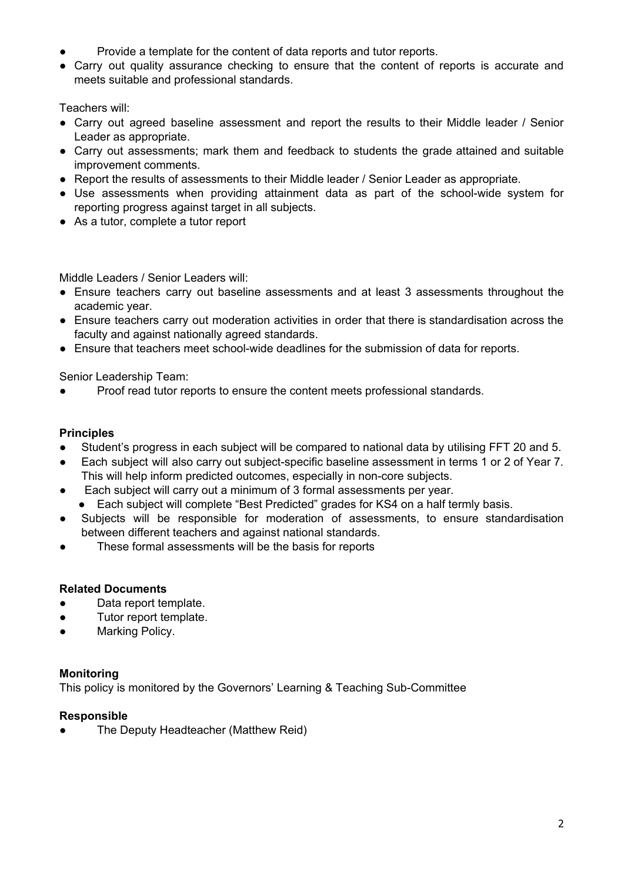- Provide a template for the content of data reports and tutor reports.
- Carry out quality assurance checking to ensure that the content of reports is accurate and meets suitable and professional standards.

Teachers will:

- Carry out agreed baseline assessment and report the results to their Middle leader / Senior Leader as appropriate.
- Carry out assessments; mark them and feedback to students the grade attained and suitable improvement comments.
- Report the results of assessments to their Middle leader / Senior Leader as appropriate.
- Use assessments when providing attainment data as part of the school-wide system for reporting progress against target in all subjects.
- As a tutor, complete a tutor report

Middle Leaders / Senior Leaders will:

- Ensure teachers carry out baseline assessments and at least 3 assessments throughout the academic year.
- Ensure teachers carry out moderation activities in order that there is standardisation across the faculty and against nationally agreed standards.
- Ensure that teachers meet school-wide deadlines for the submission of data for reports.

Senior Leadership Team:

- Proof read tutor reports to ensure the content meets professional standards.

**Principles**

- Student's progress in each subject will be compared to national data by utilising FFT 20 and 5.
- Each subject will also carry out subject-specific baseline assessment in terms 1 or 2 of Year 7. This will help inform predicted outcomes, especially in non-core subjects.
- Each subject will carry out a minimum of 3 formal assessments per year.
  - Each subject will complete "Best Predicted" grades for KS4 on a half termly basis.
- Subjects will be responsible for moderation of assessments, to ensure standardisation between different teachers and against national standards.
- These formal assessments will be the basis for reports

**Related Documents**

- Data report template.
- Tutor report template.
- Marking Policy.

**Monitoring**

This policy is monitored by the Governors' Learning & Teaching Sub-Committee

**Responsible**

- The Deputy Headteacher (Matthew Reid)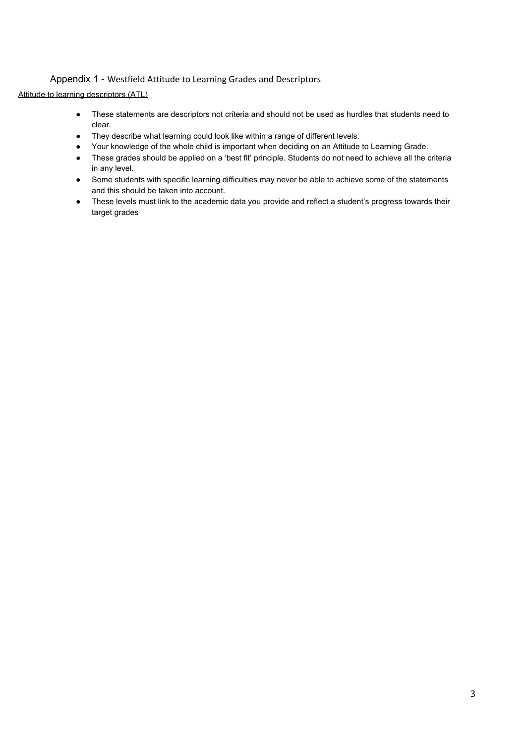## Appendix 1 - Westfield Attitude to Learning Grades and Descriptors

Attitude to learning descriptors (ATL)

- These statements are descriptors not criteria and should not be used as hurdles that students need to clear.
- They describe what learning could look like within a range of different levels.
- Your knowledge of the whole child is important when deciding on an Attitude to Learning Grade.
- These grades should be applied on a 'best fit' principle. Students do not need to achieve all the criteria in any level.
- Some students with specific learning difficulties may never be able to achieve some of the statements and this should be taken into account.
- These levels must link to the academic data you provide and reflect a student's progress towards their target grades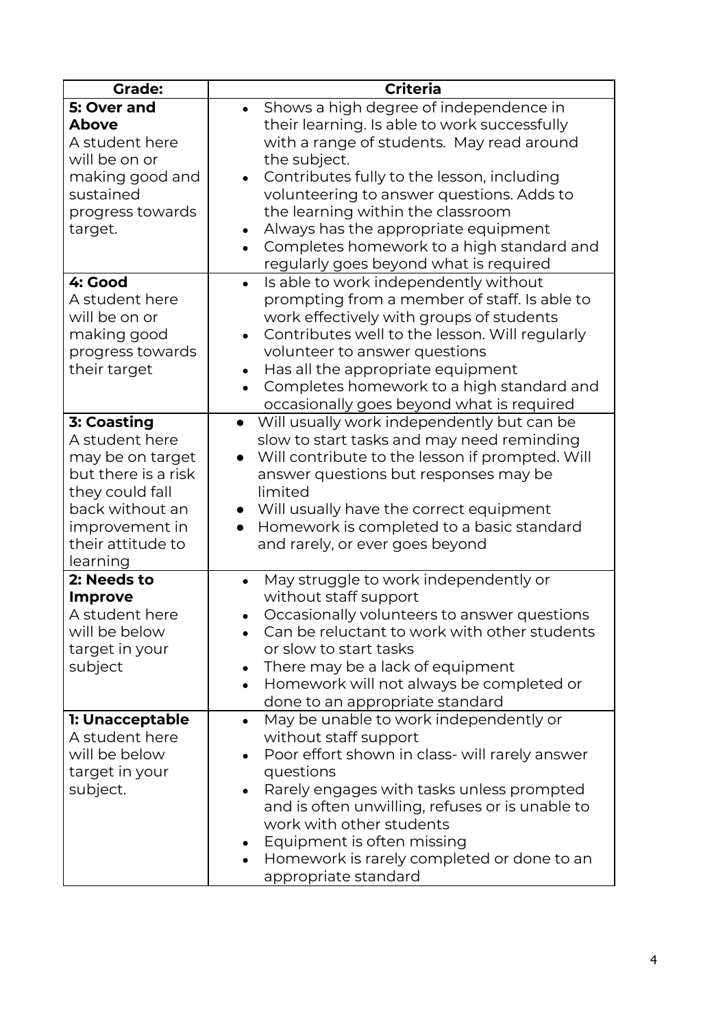| Grade: | Criteria |
| --- | --- |
| **5: Over and Above** A student here will be on or making good and sustained progress towards target. | • Shows a high degree of independence in their learning. Is able to work successfully with a range of students. May read around the subject.<br>• Contributes fully to the lesson, including volunteering to answer questions. Adds to the learning within the classroom<br>• Always has the appropriate equipment<br>• Completes homework to a high standard and regularly goes beyond what is required |
| **4: Good** A student here will be on or making good progress towards their target | • Is able to work independently without prompting from a member of staff. Is able to work effectively with groups of students<br>• Contributes well to the lesson. Will regularly volunteer to answer questions<br>• Has all the appropriate equipment<br>• Completes homework to a high standard and occasionally goes beyond what is required |
| **3: Coasting** A student here may be on target but there is a risk they could fall back without an improvement in their attitude to learning | • Will usually work independently but can be slow to start tasks and may need reminding<br>• Will contribute to the lesson if prompted. Will answer questions but responses may be limited<br>• Will usually have the correct equipment<br>• Homework is completed to a basic standard and rarely, or ever goes beyond |
| **2: Needs to Improve** A student here will be below target in your subject | • May struggle to work independently or without staff support<br>• Occasionally volunteers to answer questions<br>• Can be reluctant to work with other students or slow to start tasks<br>• There may be a lack of equipment<br>• Homework will not always be completed or done to an appropriate standard |
| **1: Unacceptable** A student here will be below target in your subject. | • May be unable to work independently or without staff support<br>• Poor effort shown in class- will rarely answer questions<br>• Rarely engages with tasks unless prompted and is often unwilling, refuses or is unable to work with other students<br>• Equipment is often missing<br>• Homework is rarely completed or done to an appropriate standard |